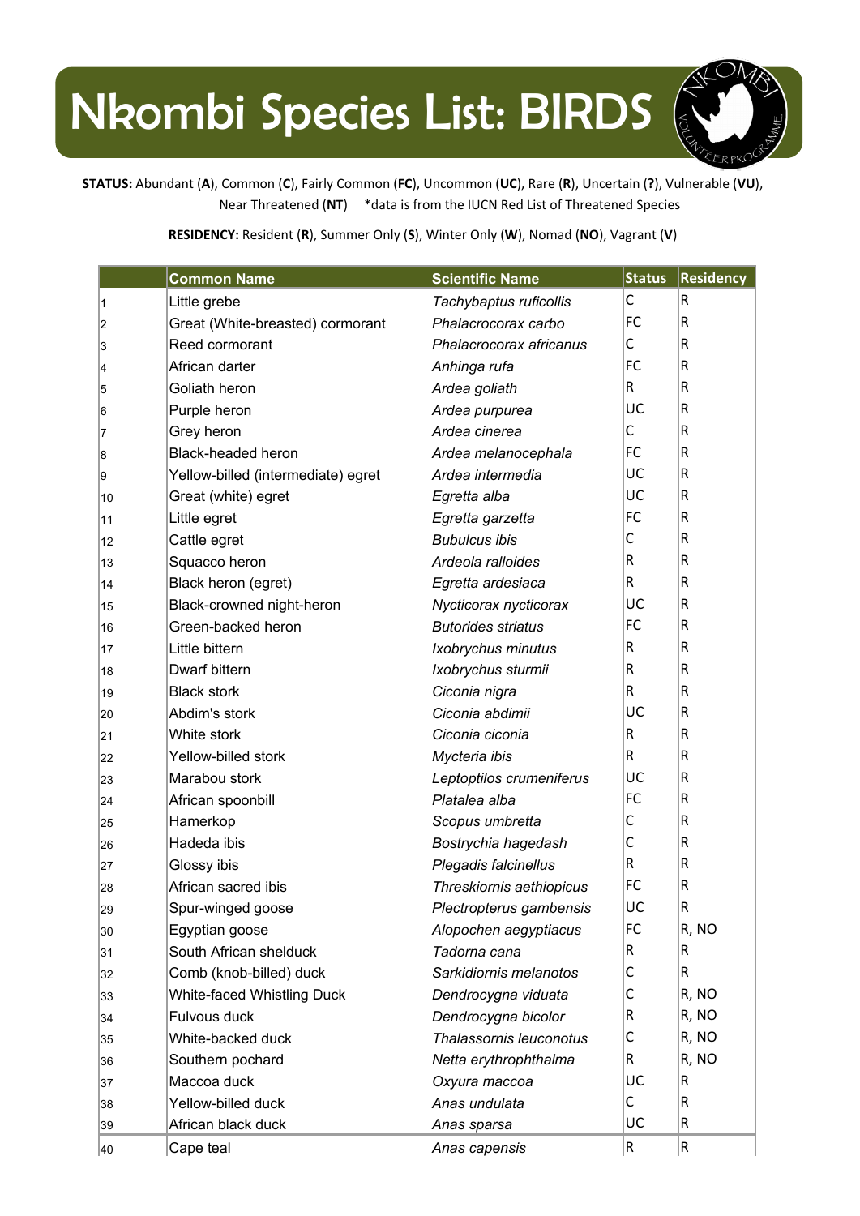# Nkombi Species List: BIRDS

**STATUS:** Abundant (**A**), Common (**C**), Fairly Common (**FC**), Uncommon (**UC**), Rare (**R**), Uncertain (**?**), Vulnerable (**VU**), Near Threatened (**NT**) *data is from the IUCN Red List of Threatened Species

**RESIDENCY:** Resident (**R**), Summer Only (**S**), Winter Only (**W**), Nomad (**NO**), Vagrant (**V**)

| | Common Name | Scientific Name | Status | Residency |
|---|---|---|---|---|
| 1 | Little grebe | *Tachybaptus ruficollis* | C | R |
| 2 | Great (White-breasted) cormorant | *Phalacrocorax carbo* | FC | R |
| 3 | Reed cormorant | *Phalacrocorax africanus* | C | R |
| 4 | African darter | *Anhinga rufa* | FC | R |
| 5 | Goliath heron | *Ardea goliath* | R | R |
| 6 | Purple heron | *Ardea purpurea* | UC | R |
| 7 | Grey heron | *Ardea cinerea* | C | R |
| 8 | Black-headed heron | *Ardea melanocephala* | FC | R |
| 9 | Yellow-billed (intermediate) egret | *Ardea intermedia* | UC | R |
| 10 | Great (white) egret | *Egretta alba* | UC | R |
| 11 | Little egret | *Egretta garzetta* | FC | R |
| 12 | Cattle egret | *Bubulcus ibis* | C | R |
| 13 | Squacco heron | *Ardeola ralloides* | R | R |
| 14 | Black heron (egret) | *Egretta ardesiaca* | R | R |
| 15 | Black-crowned night-heron | *Nycticorax nycticorax* | UC | R |
| 16 | Green-backed heron | *Butorides striatus* | FC | R |
| 17 | Little bittern | *Ixobrychus minutus* | R | R |
| 18 | Dwarf bittern | *Ixobrychus sturmii* | R | R |
| 19 | Black stork | *Ciconia nigra* | R | R |
| 20 | Abdim's stork | *Ciconia abdimii* | UC | R |
| 21 | White stork | *Ciconia ciconia* | R | R |
| 22 | Yellow-billed stork | *Mycteria ibis* | R | R |
| 23 | Marabou stork | *Leptoptilos crumeniferus* | UC | R |
| 24 | African spoonbill | *Platalea alba* | FC | R |
| 25 | Hamerkop | *Scopus umbretta* | C | R |
| 26 | Hadeda ibis | *Bostrychia hagedash* | C | R |
| 27 | Glossy ibis | *Plegadis falcinellus* | R | R |
| 28 | African sacred ibis | *Threskiornis aethiopicus* | FC | R |
| 29 | Spur-winged goose | *Plectropterus gambensis* | UC | R |
| 30 | Egyptian goose | *Alopochen aegyptiacus* | FC | R, NO |
| 31 | South African shelduck | *Tadorna cana* | R | R |
| 32 | Comb (knob-billed) duck | *Sarkidiornis melanotos* | C | R |
| 33 | White-faced Whistling Duck | *Dendrocygna viduata* | C | R, NO |
| 34 | Fulvous duck | *Dendrocygna bicolor* | R | R, NO |
| 35 | White-backed duck | *Thalassornis leuconotus* | C | R, NO |
| 36 | Southern pochard | *Netta erythrophthalma* | R | R, NO |
| 37 | Maccoa duck | *Oxyura maccoa* | UC | R |
| 38 | Yellow-billed duck | *Anas undulata* | C | R |
| 39 | African black duck | *Anas sparsa* | UC | R |
| 40 | Cape teal | *Anas capensis* | R | R |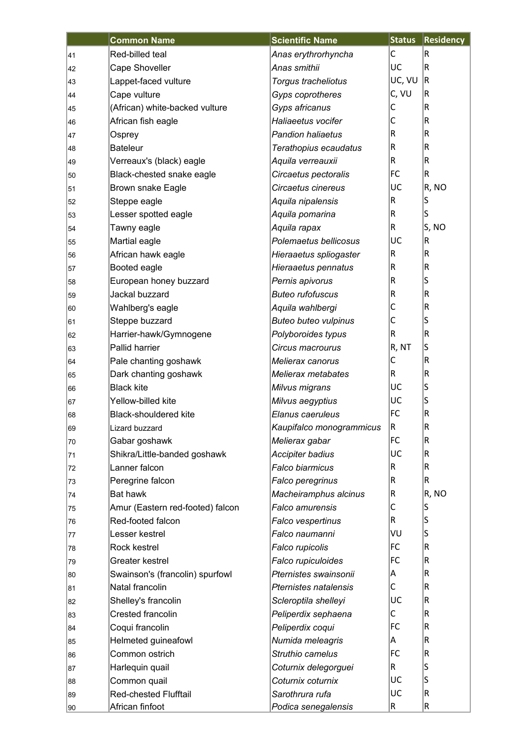| | Common Name | Scientific Name | Status | Residency |
|---|---|---|---|---|
| 41 | Red-billed teal | *Anas erythrorhyncha* | C | R |
| 42 | Cape Shoveller | *Anas smithii* | UC | R |
| 43 | Lappet-faced vulture | *Torgus tracheliotus* | UC, VU | R |
| 44 | Cape vulture | *Gyps coprotheres* | C, VU | R |
| 45 | (African) white-backed vulture | *Gyps africanus* | C | R |
| 46 | African fish eagle | *Haliaeetus vocifer* | C | R |
| 47 | Osprey | *Pandion haliaetus* | R | R |
| 48 | Bateleur | *Terathopius ecaudatus* | R | R |
| 49 | Verreaux's (black) eagle | *Aquila verreauxii* | R | R |
| 50 | Black-chested snake eagle | *Circaetus pectoralis* | FC | R |
| 51 | Brown snake Eagle | *Circaetus cinereus* | UC | R, NO |
| 52 | Steppe eagle | *Aquila nipalensis* | R | S |
| 53 | Lesser spotted eagle | *Aquila pomarina* | R | S |
| 54 | Tawny eagle | *Aquila rapax* | R | S, NO |
| 55 | Martial eagle | *Polemaetus bellicosus* | UC | R |
| 56 | African hawk eagle | *Hieraaetus spliogaster* | R | R |
| 57 | Booted eagle | *Hieraaetus pennatus* | R | R |
| 58 | European honey buzzard | *Pernis apivorus* | R | S |
| 59 | Jackal buzzard | *Buteo rufofuscus* | R | R |
| 60 | Wahlberg's eagle | *Aquila wahlbergi* | C | R |
| 61 | Steppe buzzard | *Buteo buteo vulpinus* | C | S |
| 62 | Harrier-hawk/Gymnogene | *Polyboroides typus* | R | R |
| 63 | Pallid harrier | *Circus macrourus* | R, NT | S |
| 64 | Pale chanting goshawk | *Melierax canorus* | C | R |
| 65 | Dark chanting goshawk | *Melierax metabates* | R | R |
| 66 | Black kite | *Milvus migrans* | UC | S |
| 67 | Yellow-billed kite | *Milvus aegyptius* | UC | S |
| 68 | Black-shouldered kite | *Elanus caeruleus* | FC | R |
| 69 | Lizard buzzard | *Kaupifalco monogrammicus* | R | R |
| 70 | Gabar goshawk | *Melierax gabar* | FC | R |
| 71 | Shikra/Little-banded goshawk | *Accipiter badius* | UC | R |
| 72 | Lanner falcon | *Falco biarmicus* | R | R |
| 73 | Peregrine falcon | *Falco peregrinus* | R | R |
| 74 | Bat hawk | *Macheiramphus alcinus* | R | R, NO |
| 75 | Amur (Eastern red-footed) falcon | *Falco amurensis* | C | S |
| 76 | Red-footed falcon | *Falco vespertinus* | R | S |
| 77 | Lesser kestrel | *Falco naumanni* | VU | S |
| 78 | Rock kestrel | *Falco rupicolis* | FC | R |
| 79 | Greater kestrel | *Falco rupiculoides* | FC | R |
| 80 | Swainson's (francolin) spurfowl | *Pternistes swainsonii* | A | R |
| 81 | Natal francolin | *Pternistes natalensis* | C | R |
| 82 | Shelley's francolin | *Scleroptila shelleyi* | UC | R |
| 83 | Crested francolin | *Peliperdix sephaena* | C | R |
| 84 | Coqui francolin | *Peliperdix coqui* | FC | R |
| 85 | Helmeted guineafowl | *Numida meleagris* | A | R |
| 86 | Common ostrich | *Struthio camelus* | FC | R |
| 87 | Harlequin quail | *Coturnix delegorguei* | R | S |
| 88 | Common quail | *Coturnix coturnix* | UC | S |
| 89 | Red-chested Flufftail | *Sarothrura rufa* | UC | R |
| 90 | African finfoot | *Podica senegalensis* | R | R |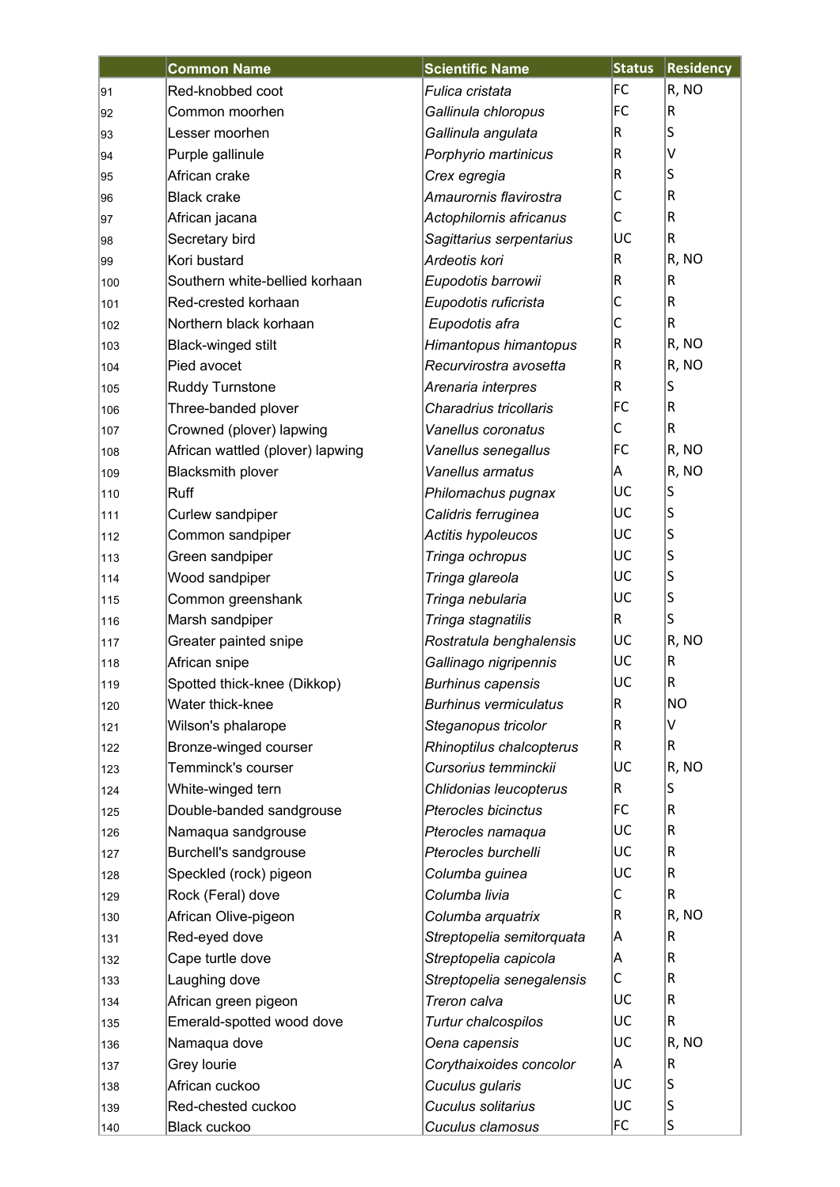| | Common Name | Scientific Name | Status | Residency |
|---|---|---|---|---|
| 91 | Red-knobbed coot | *Fulica cristata* | FC | R, NO |
| 92 | Common moorhen | *Gallinula chloropus* | FC | R |
| 93 | Lesser moorhen | *Gallinula angulata* | R | S |
| 94 | Purple gallinule | *Porphyrio martinicus* | R | V |
| 95 | African crake | *Crex egregia* | R | S |
| 96 | Black crake | *Amaurornis flavirostra* | C | R |
| 97 | African jacana | *Actophilornis africanus* | C | R |
| 98 | Secretary bird | *Sagittarius serpentarius* | UC | R |
| 99 | Kori bustard | *Ardeotis kori* | R | R, NO |
| 100 | Southern white-bellied korhaan | *Eupodotis barrowii* | R | R |
| 101 | Red-crested korhaan | *Eupodotis ruficrista* | C | R |
| 102 | Northern black korhaan | *Eupodotis afra* | C | R |
| 103 | Black-winged stilt | *Himantopus himantopus* | R | R, NO |
| 104 | Pied avocet | *Recurvirostra avosetta* | R | R, NO |
| 105 | Ruddy Turnstone | *Arenaria interpres* | R | S |
| 106 | Three-banded plover | *Charadrius tricollaris* | FC | R |
| 107 | Crowned (plover) lapwing | *Vanellus coronatus* | C | R |
| 108 | African wattled (plover) lapwing | *Vanellus senegallus* | FC | R, NO |
| 109 | Blacksmith plover | *Vanellus armatus* | A | R, NO |
| 110 | Ruff | *Philomachus pugnax* | UC | S |
| 111 | Curlew sandpiper | *Calidris ferruginea* | UC | S |
| 112 | Common sandpiper | *Actitis hypoleucos* | UC | S |
| 113 | Green sandpiper | *Tringa ochropus* | UC | S |
| 114 | Wood sandpiper | *Tringa glareola* | UC | S |
| 115 | Common greenshank | *Tringa nebularia* | UC | S |
| 116 | Marsh sandpiper | *Tringa stagnatilis* | R | S |
| 117 | Greater painted snipe | *Rostratula benghalensis* | UC | R, NO |
| 118 | African snipe | *Gallinago nigripennis* | UC | R |
| 119 | Spotted thick-knee (Dikkop) | *Burhinus capensis* | UC | R |
| 120 | Water thick-knee | *Burhinus vermiculatus* | R | NO |
| 121 | Wilson's phalarope | *Steganopus tricolor* | R | V |
| 122 | Bronze-winged courser | *Rhinoptilus chalcopterus* | R | R |
| 123 | Temminck's courser | *Cursorius temminckii* | UC | R, NO |
| 124 | White-winged tern | *Chlidonias leucopterus* | R | S |
| 125 | Double-banded sandgrouse | *Pterocles bicinctus* | FC | R |
| 126 | Namaqua sandgrouse | *Pterocles namaqua* | UC | R |
| 127 | Burchell's sandgrouse | *Pterocles burchelli* | UC | R |
| 128 | Speckled (rock) pigeon | *Columba guinea* | UC | R |
| 129 | Rock (Feral) dove | *Columba livia* | C | R |
| 130 | African Olive-pigeon | *Columba arquatrix* | R | R, NO |
| 131 | Red-eyed dove | *Streptopelia semitorquata* | A | R |
| 132 | Cape turtle dove | *Streptopelia capicola* | A | R |
| 133 | Laughing dove | *Streptopelia senegalensis* | C | R |
| 134 | African green pigeon | *Treron calva* | UC | R |
| 135 | Emerald-spotted wood dove | *Turtur chalcospilos* | UC | R |
| 136 | Namaqua dove | *Oena capensis* | UC | R, NO |
| 137 | Grey lourie | *Corythaixoides concolor* | A | R |
| 138 | African cuckoo | *Cuculus gularis* | UC | S |
| 139 | Red-chested cuckoo | *Cuculus solitarius* | UC | S |
| 140 | Black cuckoo | *Cuculus clamosus* | FC | S |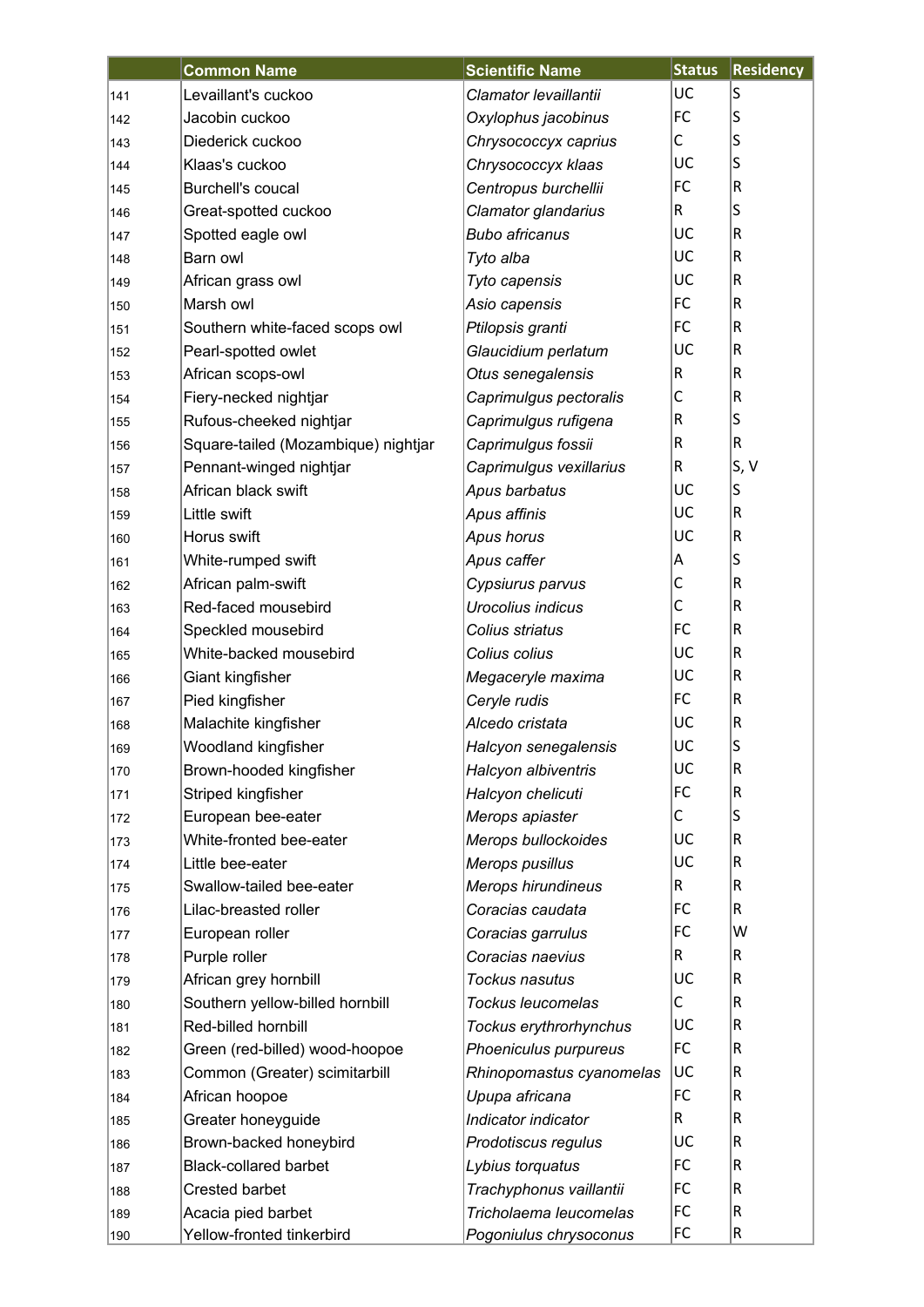| | Common Name | Scientific Name | Status | Residency |
|---|---|---|---|---|
| 141 | Levaillant's cuckoo | *Clamator levaillantii* | UC | S |
| 142 | Jacobin cuckoo | *Oxylophus jacobinus* | FC | S |
| 143 | Diederick cuckoo | *Chrysococcyx caprius* | C | S |
| 144 | Klaas's cuckoo | *Chrysococcyx klaas* | UC | S |
| 145 | Burchell's coucal | *Centropus burchellii* | FC | R |
| 146 | Great-spotted cuckoo | *Clamator glandarius* | R | S |
| 147 | Spotted eagle owl | *Bubo africanus* | UC | R |
| 148 | Barn owl | *Tyto alba* | UC | R |
| 149 | African grass owl | *Tyto capensis* | UC | R |
| 150 | Marsh owl | *Asio capensis* | FC | R |
| 151 | Southern white-faced scops owl | *Ptilopsis granti* | FC | R |
| 152 | Pearl-spotted owlet | *Glaucidium perlatum* | UC | R |
| 153 | African scops-owl | *Otus senegalensis* | R | R |
| 154 | Fiery-necked nightjar | *Caprimulgus pectoralis* | C | R |
| 155 | Rufous-cheeked nightjar | *Caprimulgus rufigena* | R | S |
| 156 | Square-tailed (Mozambique) nightjar | *Caprimulgus fossii* | R | R |
| 157 | Pennant-winged nightjar | *Caprimulgus vexillarius* | R | S, V |
| 158 | African black swift | *Apus barbatus* | UC | S |
| 159 | Little swift | *Apus affinis* | UC | R |
| 160 | Horus swift | *Apus horus* | UC | R |
| 161 | White-rumped swift | *Apus caffer* | A | S |
| 162 | African palm-swift | *Cypsiurus parvus* | C | R |
| 163 | Red-faced mousebird | *Urocolius indicus* | C | R |
| 164 | Speckled mousebird | *Colius striatus* | FC | R |
| 165 | White-backed mousebird | *Colius colius* | UC | R |
| 166 | Giant kingfisher | *Megaceryle maxima* | UC | R |
| 167 | Pied kingfisher | *Ceryle rudis* | FC | R |
| 168 | Malachite kingfisher | *Alcedo cristata* | UC | R |
| 169 | Woodland kingfisher | *Halcyon senegalensis* | UC | S |
| 170 | Brown-hooded kingfisher | *Halcyon albiventris* | UC | R |
| 171 | Striped kingfisher | *Halcyon chelicuti* | FC | R |
| 172 | European bee-eater | *Merops apiaster* | C | S |
| 173 | White-fronted bee-eater | *Merops bullockoides* | UC | R |
| 174 | Little bee-eater | *Merops pusillus* | UC | R |
| 175 | Swallow-tailed bee-eater | *Merops hirundineus* | R | R |
| 176 | Lilac-breasted roller | *Coracias caudata* | FC | R |
| 177 | European roller | *Coracias garrulus* | FC | W |
| 178 | Purple roller | *Coracias naevius* | R | R |
| 179 | African grey hornbill | *Tockus nasutus* | UC | R |
| 180 | Southern yellow-billed hornbill | *Tockus leucomelas* | C | R |
| 181 | Red-billed hornbill | *Tockus erythrorhynchus* | UC | R |
| 182 | Green (red-billed) wood-hoopoe | *Phoeniculus purpureus* | FC | R |
| 183 | Common (Greater) scimitarbill | *Rhinopomastus cyanomelas* | UC | R |
| 184 | African hoopoe | *Upupa africana* | FC | R |
| 185 | Greater honeyguide | *Indicator indicator* | R | R |
| 186 | Brown-backed honeybird | *Prodotiscus regulus* | UC | R |
| 187 | Black-collared barbet | *Lybius torquatus* | FC | R |
| 188 | Crested barbet | *Trachyphonus vaillantii* | FC | R |
| 189 | Acacia pied barbet | *Tricholaema leucomelas* | FC | R |
| 190 | Yellow-fronted tinkerbird | *Pogoniulus chrysoconus* | FC | R |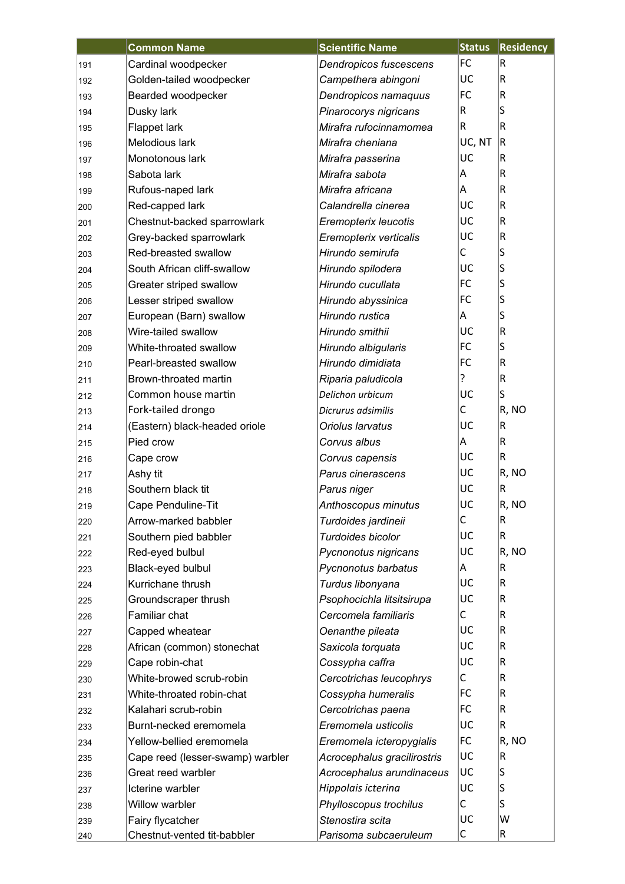| | Common Name | Scientific Name | Status | Residency |
|---|---|---|---|---|
| 191 | Cardinal woodpecker | *Dendropicos fuscescens* | FC | R |
| 192 | Golden-tailed woodpecker | *Campethera abingoni* | UC | R |
| 193 | Bearded woodpecker | *Dendropicos namaquus* | FC | R |
| 194 | Dusky lark | *Pinarocorys nigricans* | R | S |
| 195 | Flappet lark | *Mirafra rufocinnamomea* | R | R |
| 196 | Melodious lark | *Mirafra cheniana* | UC, NT | R |
| 197 | Monotonous lark | *Mirafra passerina* | UC | R |
| 198 | Sabota lark | *Mirafra sabota* | A | R |
| 199 | Rufous-naped lark | *Mirafra africana* | A | R |
| 200 | Red-capped lark | *Calandrella cinerea* | UC | R |
| 201 | Chestnut-backed sparrowlark | *Eremopterix leucotis* | UC | R |
| 202 | Grey-backed sparrowlark | *Eremopterix verticalis* | UC | R |
| 203 | Red-breasted swallow | *Hirundo semirufa* | C | S |
| 204 | South African cliff-swallow | *Hirundo spilodera* | UC | S |
| 205 | Greater striped swallow | *Hirundo cucullata* | FC | S |
| 206 | Lesser striped swallow | *Hirundo abyssinica* | FC | S |
| 207 | European (Barn) swallow | *Hirundo rustica* | A | S |
| 208 | Wire-tailed swallow | *Hirundo smithii* | UC | R |
| 209 | White-throated swallow | *Hirundo albigularis* | FC | S |
| 210 | Pearl-breasted swallow | *Hirundo dimidiata* | FC | R |
| 211 | Brown-throated martin | *Riparia paludicola* | ? | R |
| 212 | Common house martin | *Delichon urbicum* | UC | S |
| 213 | Fork-tailed drongo | *Dicrurus adsimilis* | C | R, NO |
| 214 | (Eastern) black-headed oriole | *Oriolus larvatus* | UC | R |
| 215 | Pied crow | *Corvus albus* | A | R |
| 216 | Cape crow | *Corvus capensis* | UC | R |
| 217 | Ashy tit | *Parus cinerascens* | UC | R, NO |
| 218 | Southern black tit | *Parus niger* | UC | R |
| 219 | Cape Penduline-Tit | *Anthoscopus minutus* | UC | R, NO |
| 220 | Arrow-marked babbler | *Turdoides jardineii* | C | R |
| 221 | Southern pied babbler | *Turdoides bicolor* | UC | R |
| 222 | Red-eyed bulbul | *Pycnonotus nigricans* | UC | R, NO |
| 223 | Black-eyed bulbul | *Pycnonotus barbatus* | A | R |
| 224 | Kurrichane thrush | *Turdus libonyana* | UC | R |
| 225 | Groundscraper thrush | *Psophocichla litsitsirupa* | UC | R |
| 226 | Familiar chat | *Cercomela familiaris* | C | R |
| 227 | Capped wheatear | *Oenanthe pileata* | UC | R |
| 228 | African (common) stonechat | *Saxicola torquata* | UC | R |
| 229 | Cape robin-chat | *Cossypha caffra* | UC | R |
| 230 | White-browed scrub-robin | *Cercotrichas leucophrys* | C | R |
| 231 | White-throated robin-chat | *Cossypha humeralis* | FC | R |
| 232 | Kalahari scrub-robin | *Cercotrichas paena* | FC | R |
| 233 | Burnt-necked eremomela | *Eremomela usticolis* | UC | R |
| 234 | Yellow-bellied eremomela | *Eremomela icteropygialis* | FC | R, NO |
| 235 | Cape reed (lesser-swamp) warbler | *Acrocephalus gracilirostris* | UC | R |
| 236 | Great reed warbler | *Acrocephalus arundinaceus* | UC | S |
| 237 | Icterine warbler | *Hippolais icterina* | UC | S |
| 238 | Willow warbler | *Phylloscopus trochilus* | C | S |
| 239 | Fairy flycatcher | *Stenostira scita* | UC | W |
| 240 | Chestnut-vented tit-babbler | *Parisoma subcaeruleum* | C | R |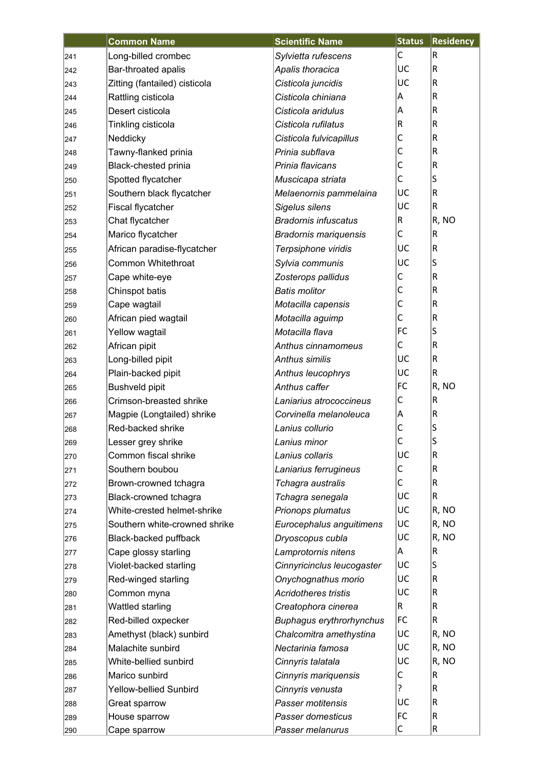| | Common Name | Scientific Name | Status | Residency |
|---|---|---|---|---|
| 241 | Long-billed crombec | *Sylvietta rufescens* | C | R |
| 242 | Bar-throated apalis | *Apalis thoracica* | UC | R |
| 243 | Zitting (fantailed) cisticola | *Cisticola juncidis* | UC | R |
| 244 | Rattling cisticola | *Cisticola chiniana* | A | R |
| 245 | Desert cisticola | *Cisticola aridulus* | A | R |
| 246 | Tinkling cisticola | *Cisticola rufilatus* | R | R |
| 247 | Neddicky | *Cisticola fulvicapillus* | C | R |
| 248 | Tawny-flanked prinia | *Prinia subflava* | C | R |
| 249 | Black-chested prinia | *Prinia flavicans* | C | R |
| 250 | Spotted flycatcher | *Muscicapa striata* | C | S |
| 251 | Southern black flycatcher | *Melaenornis pammelaina* | UC | R |
| 252 | Fiscal flycatcher | *Sigelus silens* | UC | R |
| 253 | Chat flycatcher | *Bradornis infuscatus* | R | R, NO |
| 254 | Marico flycatcher | *Bradornis mariquensis* | C | R |
| 255 | African paradise-flycatcher | *Terpsiphone viridis* | UC | R |
| 256 | Common Whitethroat | *Sylvia communis* | UC | S |
| 257 | Cape white-eye | *Zosterops pallidus* | C | R |
| 258 | Chinspot batis | *Batis molitor* | C | R |
| 259 | Cape wagtail | *Motacilla capensis* | C | R |
| 260 | African pied wagtail | *Motacilla aguimp* | C | R |
| 261 | Yellow wagtail | *Motacilla flava* | FC | S |
| 262 | African pipit | *Anthus cinnamomeus* | C | R |
| 263 | Long-billed pipit | *Anthus similis* | UC | R |
| 264 | Plain-backed pipit | *Anthus leucophrys* | UC | R |
| 265 | Bushveld pipit | *Anthus caffer* | FC | R, NO |
| 266 | Crimson-breasted shrike | *Laniarius atrococcineus* | C | R |
| 267 | Magpie (Longtailed) shrike | *Corvinella melanoleuca* | A | R |
| 268 | Red-backed shrike | *Lanius collurio* | C | S |
| 269 | Lesser grey shrike | *Lanius minor* | C | S |
| 270 | Common fiscal shrike | *Lanius collaris* | UC | R |
| 271 | Southern boubou | *Laniarius ferrugineus* | C | R |
| 272 | Brown-crowned tchagra | *Tchagra australis* | C | R |
| 273 | Black-crowned tchagra | *Tchagra senegala* | UC | R |
| 274 | White-crested helmet-shrike | *Prionops plumatus* | UC | R, NO |
| 275 | Southern white-crowned shrike | *Eurocephalus anguitimens* | UC | R, NO |
| 276 | Black-backed puffback | *Dryoscopus cubla* | UC | R, NO |
| 277 | Cape glossy starling | *Lamprotornis nitens* | A | R |
| 278 | Violet-backed starling | *Cinnyricinclus leucogaster* | UC | S |
| 279 | Red-winged starling | *Onychognathus morio* | UC | R |
| 280 | Common myna | *Acridotheres tristis* | UC | R |
| 281 | Wattled starling | *Creatophora cinerea* | R | R |
| 282 | Red-billed oxpecker | *Buphagus erythrorhynchus* | FC | R |
| 283 | Amethyst (black) sunbird | *Chalcomitra amethystina* | UC | R, NO |
| 284 | Malachite sunbird | *Nectarinia famosa* | UC | R, NO |
| 285 | White-bellied sunbird | *Cinnyris talatala* | UC | R, NO |
| 286 | Marico sunbird | *Cinnyris mariquensis* | C | R |
| 287 | Yellow-bellied Sunbird | *Cinnyris venusta* | ? | R |
| 288 | Great sparrow | *Passer motitensis* | UC | R |
| 289 | House sparrow | *Passer domesticus* | FC | R |
| 290 | Cape sparrow | *Passer melanurus* | C | R |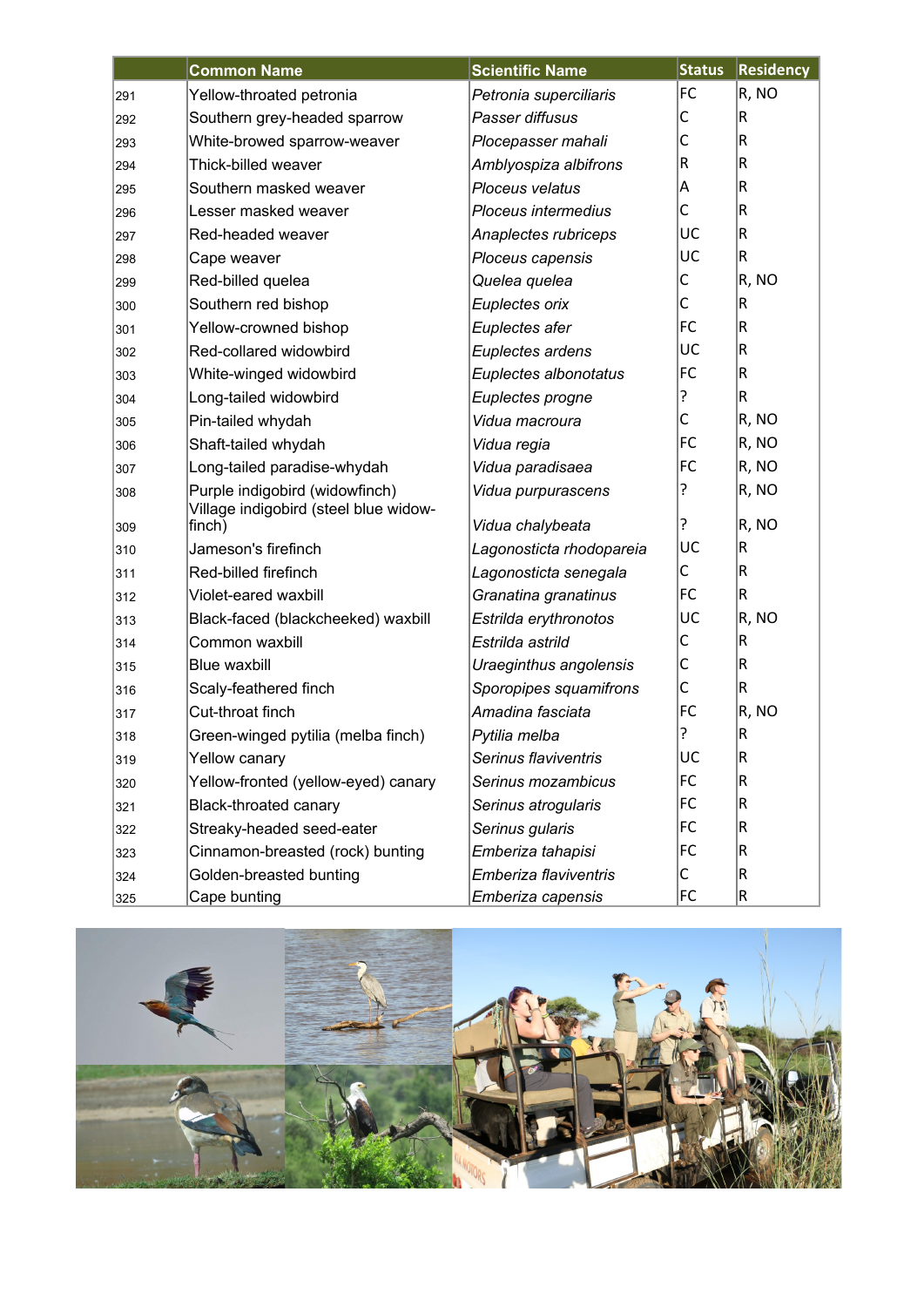| | Common Name | Scientific Name | Status | Residency |
|---|---|---|---|---|
| 291 | Yellow-throated petronia | *Petronia superciliaris* | FC | R, NO |
| 292 | Southern grey-headed sparrow | *Passer diffusus* | C | R |
| 293 | White-browed sparrow-weaver | *Plocepasser mahali* | C | R |
| 294 | Thick-billed weaver | *Amblyospiza albifrons* | R | R |
| 295 | Southern masked weaver | *Ploceus velatus* | A | R |
| 296 | Lesser masked weaver | *Ploceus intermedius* | C | R |
| 297 | Red-headed weaver | *Anaplectes rubriceps* | UC | R |
| 298 | Cape weaver | *Ploceus capensis* | UC | R |
| 299 | Red-billed quelea | *Quelea quelea* | C | R, NO |
| 300 | Southern red bishop | *Euplectes orix* | C | R |
| 301 | Yellow-crowned bishop | *Euplectes afer* | FC | R |
| 302 | Red-collared widowbird | *Euplectes ardens* | UC | R |
| 303 | White-winged widowbird | *Euplectes albonotatus* | FC | R |
| 304 | Long-tailed widowbird | *Euplectes progne* | ? | R |
| 305 | Pin-tailed whydah | *Vidua macroura* | C | R, NO |
| 306 | Shaft-tailed whydah | *Vidua regia* | FC | R, NO |
| 307 | Long-tailed paradise-whydah | *Vidua paradisaea* | FC | R, NO |
| 308 | Purple indigobird (widowfinch) | *Vidua purpurascens* | ? | R, NO |
| 309 | Village indigobird (steel blue widow-finch) | *Vidua chalybeata* | ? | R, NO |
| 310 | Jameson's firefinch | *Lagonosticta rhodopareia* | UC | R |
| 311 | Red-billed firefinch | *Lagonosticta senegala* | C | R |
| 312 | Violet-eared waxbill | *Granatina granatinus* | FC | R |
| 313 | Black-faced (blackcheeked) waxbill | *Estrilda erythronotos* | UC | R, NO |
| 314 | Common waxbill | *Estrilda astrild* | C | R |
| 315 | Blue waxbill | *Uraeginthus angolensis* | C | R |
| 316 | Scaly-feathered finch | *Sporopipes squamifrons* | C | R |
| 317 | Cut-throat finch | *Amadina fasciata* | FC | R, NO |
| 318 | Green-winged pytilia (melba finch) | *Pytilia melba* | ? | R |
| 319 | Yellow canary | *Serinus flaviventris* | UC | R |
| 320 | Yellow-fronted (yellow-eyed) canary | *Serinus mozambicus* | FC | R |
| 321 | Black-throated canary | *Serinus atrogularis* | FC | R |
| 322 | Streaky-headed seed-eater | *Serinus gularis* | FC | R |
| 323 | Cinnamon-breasted (rock) bunting | *Emberiza tahapisi* | FC | R |
| 324 | Golden-breasted bunting | *Emberiza flaviventris* | C | R |
| 325 | Cape bunting | *Emberiza capensis* | FC | R |